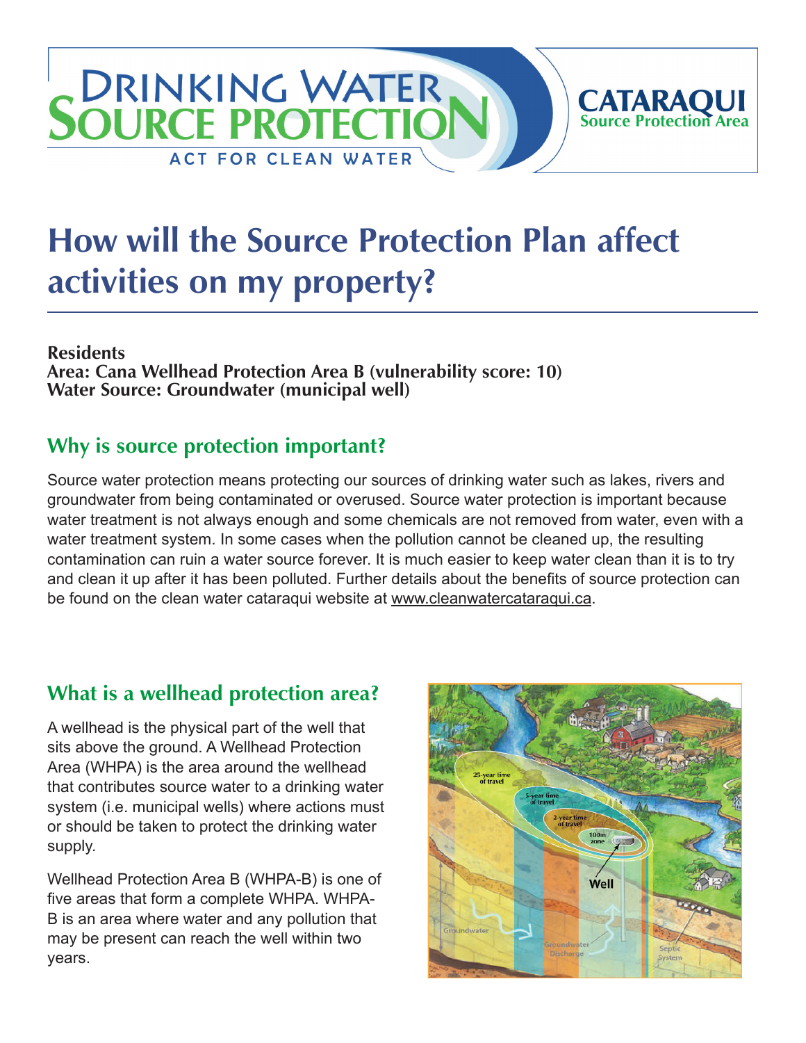# How will the Source Protection Plan affect activities on my property?

**Residents**
**Area: Cana Wellhead Protection Area B (vulnerability score: 10)**
**Water Source: Groundwater (municipal well)**

## Why is source protection important?

Source water protection means protecting our sources of drinking water such as lakes, rivers and groundwater from being contaminated or overused. Source water protection is important because water treatment is not always enough and some chemicals are not removed from water, even with a water treatment system. In some cases when the pollution cannot be cleaned up, the resulting contamination can ruin a water source forever. It is much easier to keep water clean than it is to try and clean it up after it has been polluted. Further details about the benefits of source protection can be found on the clean water cataraqui website at www.cleanwatercataraqui.ca.

## What is a wellhead protection area?

A wellhead is the physical part of the well that sits above the ground. A Wellhead Protection Area (WHPA) is the area around the wellhead that contributes source water to a drinking water system (i.e. municipal wells) where actions must or should be taken to protect the drinking water supply.

Wellhead Protection Area B (WHPA-B) is one of five areas that form a complete WHPA. WHPA-B is an area where water and any pollution that may be present can reach the well within two years.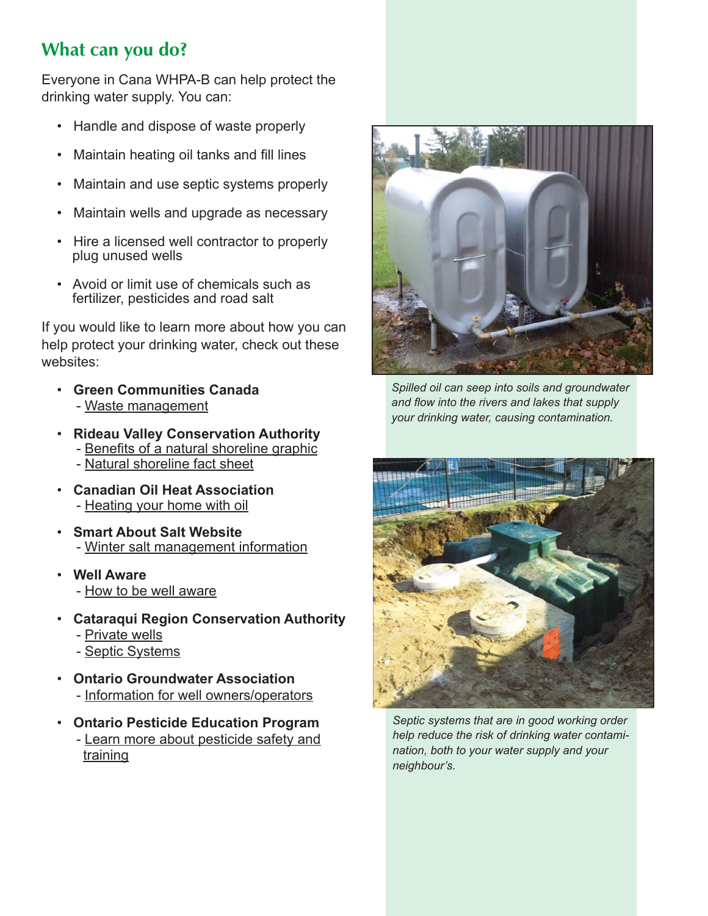## What can you do?

Everyone in Cana WHPA-B can help protect the drinking water supply. You can:

- Handle and dispose of waste properly
- Maintain heating oil tanks and fill lines
- Maintain and use septic systems properly
- Maintain wells and upgrade as necessary
- Hire a licensed well contractor to properly plug unused wells
- Avoid or limit use of chemicals such as fertilizer, pesticides and road salt

If you would like to learn more about how you can help protect your drinking water, check out these websites:

- **Green Communities Canada**
  - Waste management
- **Rideau Valley Conservation Authority**
  - Benefits of a natural shoreline graphic
  - Natural shoreline fact sheet
- **Canadian Oil Heat Association**
  - Heating your home with oil
- **Smart About Salt Website**
  - Winter salt management information
- **Well Aware**
  - How to be well aware
- **Cataraqui Region Conservation Authority**
  - Private wells
  - Septic Systems
- **Ontario Groundwater Association**
  - Information for well owners/operators
- **Ontario Pesticide Education Program**
  - Learn more about pesticide safety and training

*Spilled oil can seep into soils and groundwater and flow into the rivers and lakes that supply your drinking water, causing contamination.*

*Septic systems that are in good working order help reduce the risk of drinking water contamination, both to your water supply and your neighbour's.*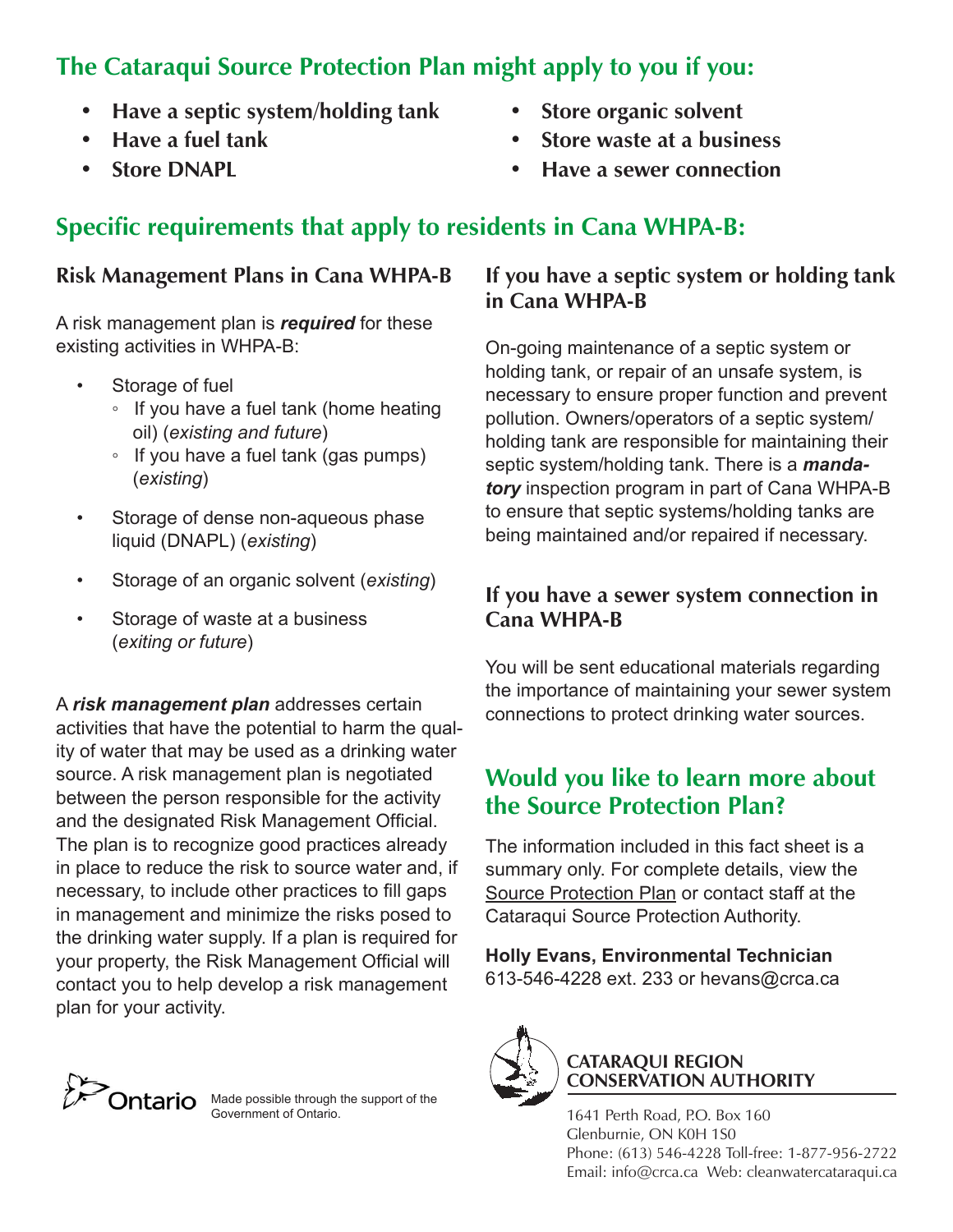## The Cataraqui Source Protection Plan might apply to you if you:

- **Have a septic system/holding tank**
- **Have a fuel tank**
- **Store DNAPL**
- **Store organic solvent**
- **Store waste at a business**
- **Have a sewer connection**

## Specific requirements that apply to residents in Cana WHPA-B:

### Risk Management Plans in Cana WHPA-B

A risk management plan is ***required*** for these existing activities in WHPA-B:

- Storage of fuel
  - If you have a fuel tank (home heating oil) (*existing and future*)
  - If you have a fuel tank (gas pumps) (*existing*)
- Storage of dense non-aqueous phase liquid (DNAPL) (*existing*)
- Storage of an organic solvent (*existing*)
- Storage of waste at a business (*exiting or future*)

A ***risk management plan*** addresses certain activities that have the potential to harm the quality of water that may be used as a drinking water source. A risk management plan is negotiated between the person responsible for the activity and the designated Risk Management Official. The plan is to recognize good practices already in place to reduce the risk to source water and, if necessary, to include other practices to fill gaps in management and minimize the risks posed to the drinking water supply. If a plan is required for your property, the Risk Management Official will contact you to help develop a risk management plan for your activity.

### If you have a septic system or holding tank in Cana WHPA-B

On-going maintenance of a septic system or holding tank, or repair of an unsafe system, is necessary to ensure proper function and prevent pollution. Owners/operators of a septic system/holding tank are responsible for maintaining their septic system/holding tank. There is a ***mandatory*** inspection program in part of Cana WHPA-B to ensure that septic systems/holding tanks are being maintained and/or repaired if necessary.

### If you have a sewer system connection in Cana WHPA-B

You will be sent educational materials regarding the importance of maintaining your sewer system connections to protect drinking water sources.

## Would you like to learn more about the Source Protection Plan?

The information included in this fact sheet is a summary only. For complete details, view the Source Protection Plan or contact staff at the Cataraqui Source Protection Authority.

**Holly Evans, Environmental Technician**
613-546-4228 ext. 233 or hevans@crca.ca

Ontario — Made possible through the support of the Government of Ontario.

**CATARAQUI REGION CONSERVATION AUTHORITY**
1641 Perth Road, P.O. Box 160
Glenburnie, ON K0H 1S0
Phone: (613) 546-4228 Toll-free: 1-877-956-2722
Email: info@crca.ca Web: cleanwatercataraqui.ca